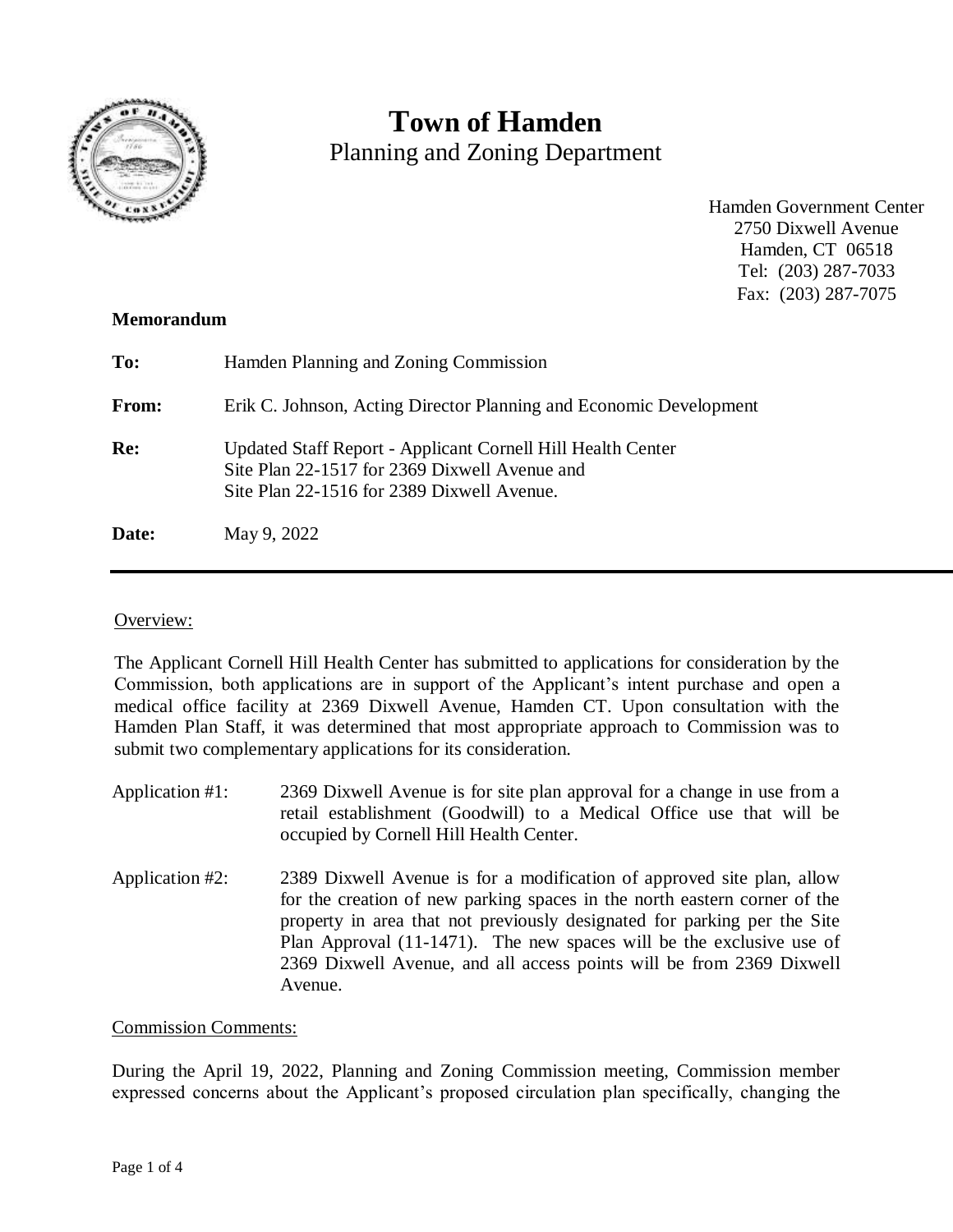# Town of Hamden

Planning and Zoning Department

Hamden Government Center
2750 Dixwell Avenue
Hamden, CT 06518
Tel: (203) 287-7033
Fax: (203) 287-7075

**Memorandum**

**To:** Hamden Planning and Zoning Commission

**From:** Erik C. Johnson, Acting Director Planning and Economic Development

**Re:** Updated Staff Report - Applicant Cornell Hill Health Center
Site Plan 22-1517 for 2369 Dixwell Avenue and
Site Plan 22-1516 for 2389 Dixwell Avenue.

**Date:** May 9, 2022

---

Overview:

The Applicant Cornell Hill Health Center has submitted to applications for consideration by the Commission, both applications are in support of the Applicant's intent purchase and open a medical office facility at 2369 Dixwell Avenue, Hamden CT. Upon consultation with the Hamden Plan Staff, it was determined that most appropriate approach to Commission was to submit two complementary applications for its consideration.

Application #1: 2369 Dixwell Avenue is for site plan approval for a change in use from a retail establishment (Goodwill) to a Medical Office use that will be occupied by Cornell Hill Health Center.

Application #2: 2389 Dixwell Avenue is for a modification of approved site plan, allow for the creation of new parking spaces in the north eastern corner of the property in area that not previously designated for parking per the Site Plan Approval (11-1471). The new spaces will be the exclusive use of 2369 Dixwell Avenue, and all access points will be from 2369 Dixwell Avenue.

Commission Comments:

During the April 19, 2022, Planning and Zoning Commission meeting, Commission member expressed concerns about the Applicant's proposed circulation plan specifically, changing the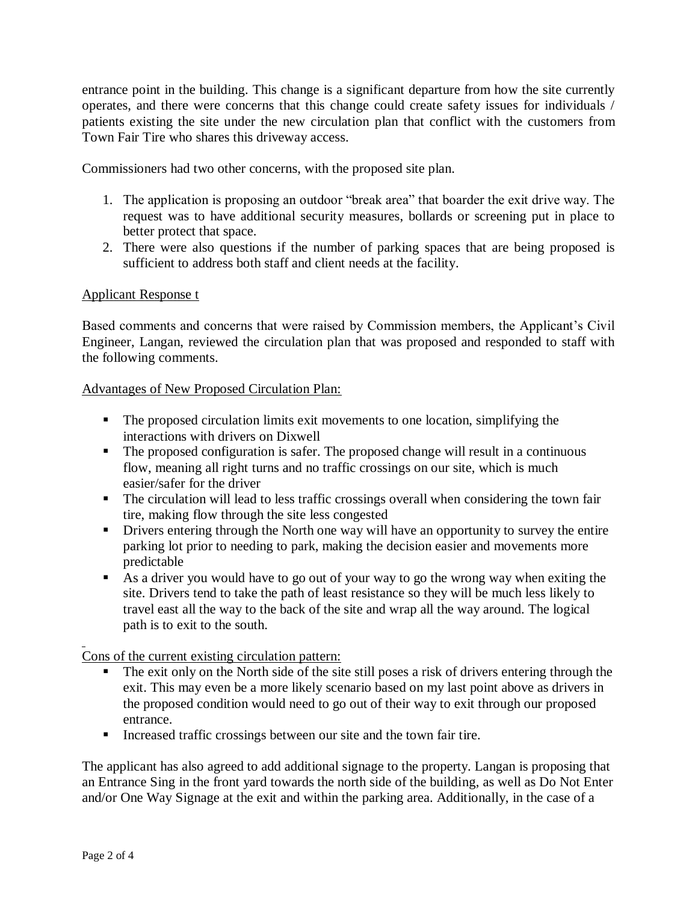entrance point in the building. This change is a significant departure from how the site currently operates, and there were concerns that this change could create safety issues for individuals / patients existing the site under the new circulation plan that conflict with the customers from Town Fair Tire who shares this driveway access.

Commissioners had two other concerns, with the proposed site plan.

1. The application is proposing an outdoor "break area" that boarder the exit drive way. The request was to have additional security measures, bollards or screening put in place to better protect that space.
2. There were also questions if the number of parking spaces that are being proposed is sufficient to address both staff and client needs at the facility.

<u>Applicant Response t</u>

Based comments and concerns that were raised by Commission members, the Applicant's Civil Engineer, Langan, reviewed the circulation plan that was proposed and responded to staff with the following comments.

<u>Advantages of New Proposed Circulation Plan:</u>

- The proposed circulation limits exit movements to one location, simplifying the interactions with drivers on Dixwell
- The proposed configuration is safer. The proposed change will result in a continuous flow, meaning all right turns and no traffic crossings on our site, which is much easier/safer for the driver
- The circulation will lead to less traffic crossings overall when considering the town fair tire, making flow through the site less congested
- Drivers entering through the North one way will have an opportunity to survey the entire parking lot prior to needing to park, making the decision easier and movements more predictable
- As a driver you would have to go out of your way to go the wrong way when exiting the site. Drivers tend to take the path of least resistance so they will be much less likely to travel east all the way to the back of the site and wrap all the way around. The logical path is to exit to the south.

<u>Cons of the current existing circulation pattern:</u>

- The exit only on the North side of the site still poses a risk of drivers entering through the exit. This may even be a more likely scenario based on my last point above as drivers in the proposed condition would need to go out of their way to exit through our proposed entrance.
- Increased traffic crossings between our site and the town fair tire.

The applicant has also agreed to add additional signage to the property. Langan is proposing that an Entrance Sing in the front yard towards the north side of the building, as well as Do Not Enter and/or One Way Signage at the exit and within the parking area. Additionally, in the case of a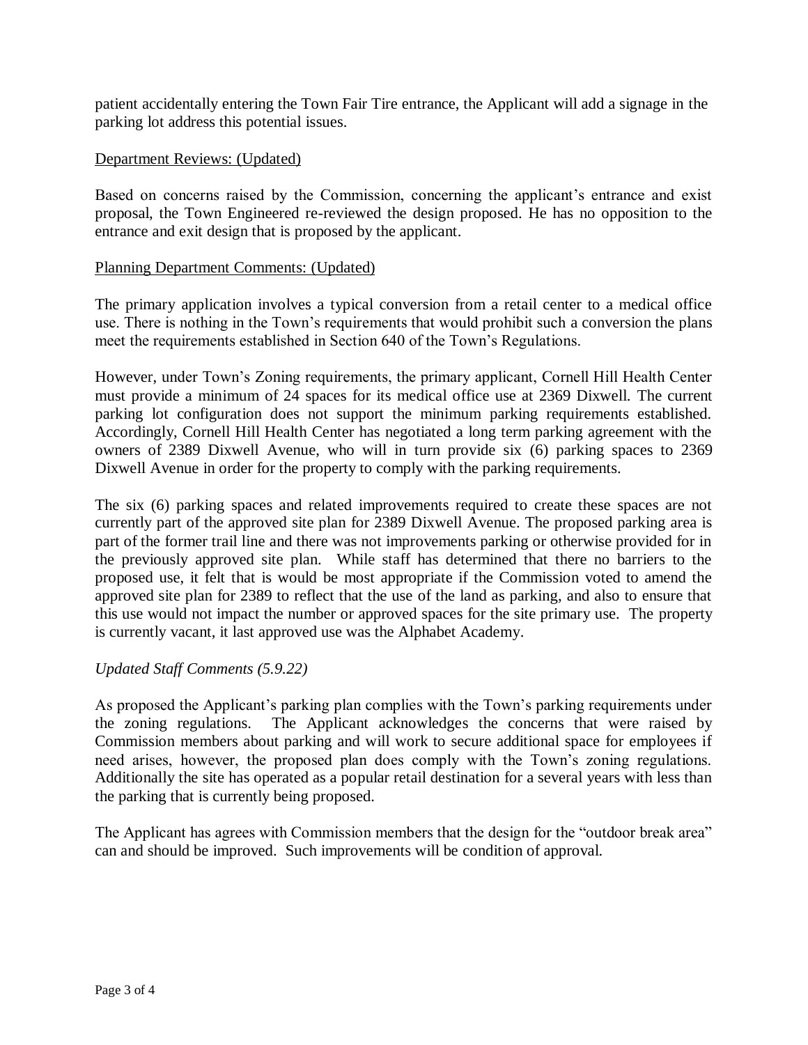patient accidentally entering the Town Fair Tire entrance, the Applicant will add a signage in the parking lot address this potential issues.

<u>Department Reviews: (Updated)</u>

Based on concerns raised by the Commission, concerning the applicant's entrance and exist proposal, the Town Engineered re-reviewed the design proposed. He has no opposition to the entrance and exit design that is proposed by the applicant.

<u>Planning Department Comments: (Updated)</u>

The primary application involves a typical conversion from a retail center to a medical office use. There is nothing in the Town's requirements that would prohibit such a conversion the plans meet the requirements established in Section 640 of the Town's Regulations.

However, under Town's Zoning requirements, the primary applicant, Cornell Hill Health Center must provide a minimum of 24 spaces for its medical office use at 2369 Dixwell. The current parking lot configuration does not support the minimum parking requirements established. Accordingly, Cornell Hill Health Center has negotiated a long term parking agreement with the owners of 2389 Dixwell Avenue, who will in turn provide six (6) parking spaces to 2369 Dixwell Avenue in order for the property to comply with the parking requirements.

The six (6) parking spaces and related improvements required to create these spaces are not currently part of the approved site plan for 2389 Dixwell Avenue. The proposed parking area is part of the former trail line and there was not improvements parking or otherwise provided for in the previously approved site plan. While staff has determined that there no barriers to the proposed use, it felt that is would be most appropriate if the Commission voted to amend the approved site plan for 2389 to reflect that the use of the land as parking, and also to ensure that this use would not impact the number or approved spaces for the site primary use. The property is currently vacant, it last approved use was the Alphabet Academy.

*Updated Staff Comments (5.9.22)*

As proposed the Applicant's parking plan complies with the Town's parking requirements under the zoning regulations. The Applicant acknowledges the concerns that were raised by Commission members about parking and will work to secure additional space for employees if need arises, however, the proposed plan does comply with the Town's zoning regulations. Additionally the site has operated as a popular retail destination for a several years with less than the parking that is currently being proposed.

The Applicant has agrees with Commission members that the design for the "outdoor break area" can and should be improved. Such improvements will be condition of approval.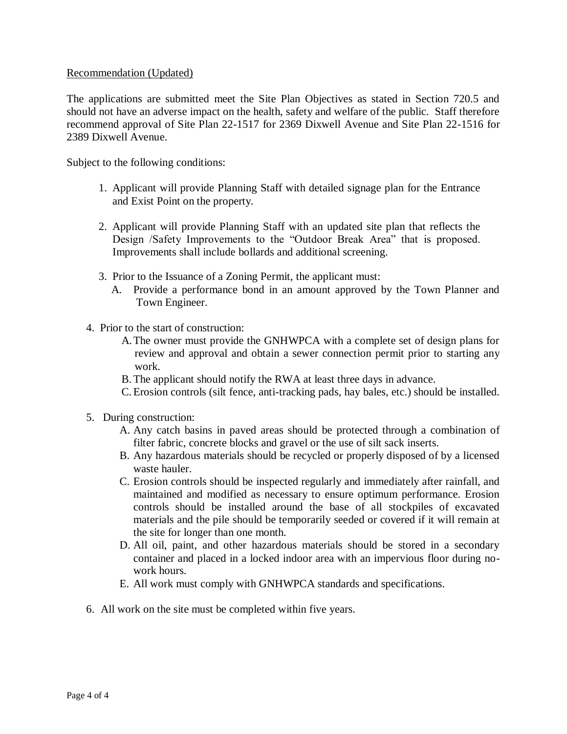<u>Recommendation (Updated)</u>

The applications are submitted meet the Site Plan Objectives as stated in Section 720.5 and should not have an adverse impact on the health, safety and welfare of the public. Staff therefore recommend approval of Site Plan 22-1517 for 2369 Dixwell Avenue and Site Plan 22-1516 for 2389 Dixwell Avenue.

Subject to the following conditions:

1. Applicant will provide Planning Staff with detailed signage plan for the Entrance and Exist Point on the property.

2. Applicant will provide Planning Staff with an updated site plan that reflects the Design /Safety Improvements to the "Outdoor Break Area" that is proposed. Improvements shall include bollards and additional screening.

3. Prior to the Issuance of a Zoning Permit, the applicant must:
   A. Provide a performance bond in an amount approved by the Town Planner and Town Engineer.

4. Prior to the start of construction:
   A. The owner must provide the GNHWPCA with a complete set of design plans for review and approval and obtain a sewer connection permit prior to starting any work.
   B. The applicant should notify the RWA at least three days in advance.
   C. Erosion controls (silt fence, anti-tracking pads, hay bales, etc.) should be installed.

5. During construction:
   A. Any catch basins in paved areas should be protected through a combination of filter fabric, concrete blocks and gravel or the use of silt sack inserts.
   B. Any hazardous materials should be recycled or properly disposed of by a licensed waste hauler.
   C. Erosion controls should be inspected regularly and immediately after rainfall, and maintained and modified as necessary to ensure optimum performance. Erosion controls should be installed around the base of all stockpiles of excavated materials and the pile should be temporarily seeded or covered if it will remain at the site for longer than one month.
   D. All oil, paint, and other hazardous materials should be stored in a secondary container and placed in a locked indoor area with an impervious floor during no-work hours.
   E. All work must comply with GNHWPCA standards and specifications.

6. All work on the site must be completed within five years.